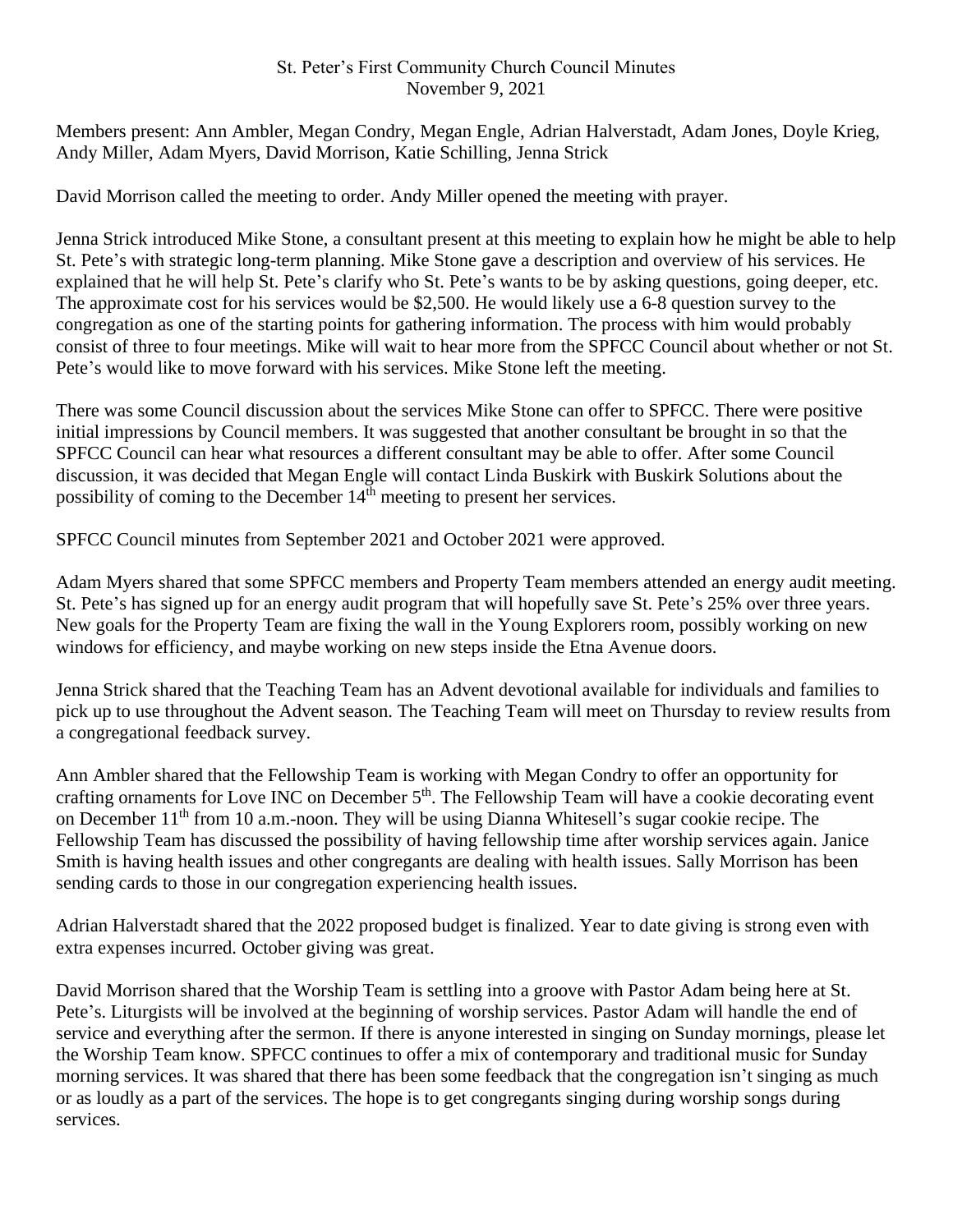St. Peter's First Community Church Council Minutes
November 9, 2021

Members present: Ann Ambler, Megan Condry, Megan Engle, Adrian Halverstadt, Adam Jones, Doyle Krieg, Andy Miller, Adam Myers, David Morrison, Katie Schilling, Jenna Strick

David Morrison called the meeting to order. Andy Miller opened the meeting with prayer.

Jenna Strick introduced Mike Stone, a consultant present at this meeting to explain how he might be able to help St. Pete's with strategic long-term planning. Mike Stone gave a description and overview of his services. He explained that he will help St. Pete's clarify who St. Pete's wants to be by asking questions, going deeper, etc. The approximate cost for his services would be $2,500. He would likely use a 6-8 question survey to the congregation as one of the starting points for gathering information. The process with him would probably consist of three to four meetings. Mike will wait to hear more from the SPFCC Council about whether or not St. Pete's would like to move forward with his services. Mike Stone left the meeting.

There was some Council discussion about the services Mike Stone can offer to SPFCC. There were positive initial impressions by Council members. It was suggested that another consultant be brought in so that the SPFCC Council can hear what resources a different consultant may be able to offer. After some Council discussion, it was decided that Megan Engle will contact Linda Buskirk with Buskirk Solutions about the possibility of coming to the December 14th meeting to present her services.

SPFCC Council minutes from September 2021 and October 2021 were approved.

Adam Myers shared that some SPFCC members and Property Team members attended an energy audit meeting. St. Pete's has signed up for an energy audit program that will hopefully save St. Pete's 25% over three years. New goals for the Property Team are fixing the wall in the Young Explorers room, possibly working on new windows for efficiency, and maybe working on new steps inside the Etna Avenue doors.

Jenna Strick shared that the Teaching Team has an Advent devotional available for individuals and families to pick up to use throughout the Advent season. The Teaching Team will meet on Thursday to review results from a congregational feedback survey.

Ann Ambler shared that the Fellowship Team is working with Megan Condry to offer an opportunity for crafting ornaments for Love INC on December 5th. The Fellowship Team will have a cookie decorating event on December 11th from 10 a.m.-noon. They will be using Dianna Whitesell's sugar cookie recipe. The Fellowship Team has discussed the possibility of having fellowship time after worship services again. Janice Smith is having health issues and other congregants are dealing with health issues. Sally Morrison has been sending cards to those in our congregation experiencing health issues.

Adrian Halverstadt shared that the 2022 proposed budget is finalized. Year to date giving is strong even with extra expenses incurred. October giving was great.

David Morrison shared that the Worship Team is settling into a groove with Pastor Adam being here at St. Pete's. Liturgists will be involved at the beginning of worship services. Pastor Adam will handle the end of service and everything after the sermon. If there is anyone interested in singing on Sunday mornings, please let the Worship Team know. SPFCC continues to offer a mix of contemporary and traditional music for Sunday morning services. It was shared that there has been some feedback that the congregation isn't singing as much or as loudly as a part of the services. The hope is to get congregants singing during worship songs during services.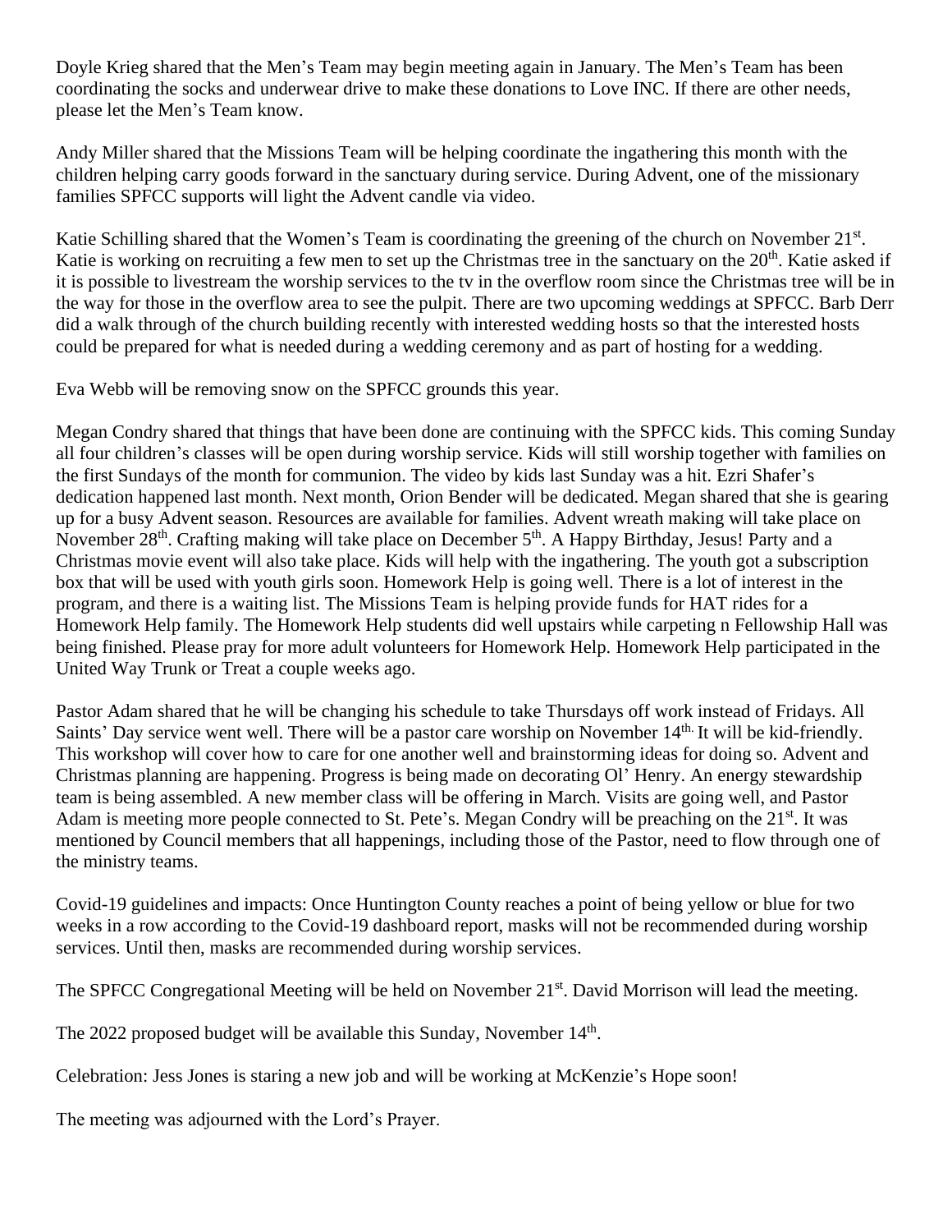Doyle Krieg shared that the Men's Team may begin meeting again in January. The Men's Team has been coordinating the socks and underwear drive to make these donations to Love INC. If there are other needs, please let the Men's Team know.

Andy Miller shared that the Missions Team will be helping coordinate the ingathering this month with the children helping carry goods forward in the sanctuary during service. During Advent, one of the missionary families SPFCC supports will light the Advent candle via video.

Katie Schilling shared that the Women's Team is coordinating the greening of the church on November 21st. Katie is working on recruiting a few men to set up the Christmas tree in the sanctuary on the 20th. Katie asked if it is possible to livestream the worship services to the tv in the overflow room since the Christmas tree will be in the way for those in the overflow area to see the pulpit. There are two upcoming weddings at SPFCC. Barb Derr did a walk through of the church building recently with interested wedding hosts so that the interested hosts could be prepared for what is needed during a wedding ceremony and as part of hosting for a wedding.

Eva Webb will be removing snow on the SPFCC grounds this year.

Megan Condry shared that things that have been done are continuing with the SPFCC kids. This coming Sunday all four children's classes will be open during worship service. Kids will still worship together with families on the first Sundays of the month for communion. The video by kids last Sunday was a hit. Ezri Shafer's dedication happened last month. Next month, Orion Bender will be dedicated. Megan shared that she is gearing up for a busy Advent season. Resources are available for families. Advent wreath making will take place on November 28th. Crafting making will take place on December 5th. A Happy Birthday, Jesus! Party and a Christmas movie event will also take place. Kids will help with the ingathering. The youth got a subscription box that will be used with youth girls soon. Homework Help is going well. There is a lot of interest in the program, and there is a waiting list. The Missions Team is helping provide funds for HAT rides for a Homework Help family. The Homework Help students did well upstairs while carpeting n Fellowship Hall was being finished. Please pray for more adult volunteers for Homework Help. Homework Help participated in the United Way Trunk or Treat a couple weeks ago.

Pastor Adam shared that he will be changing his schedule to take Thursdays off work instead of Fridays. All Saints' Day service went well. There will be a pastor care worship on November 14th. It will be kid-friendly. This workshop will cover how to care for one another well and brainstorming ideas for doing so. Advent and Christmas planning are happening. Progress is being made on decorating Ol' Henry. An energy stewardship team is being assembled. A new member class will be offering in March. Visits are going well, and Pastor Adam is meeting more people connected to St. Pete's. Megan Condry will be preaching on the 21st. It was mentioned by Council members that all happenings, including those of the Pastor, need to flow through one of the ministry teams.

Covid-19 guidelines and impacts: Once Huntington County reaches a point of being yellow or blue for two weeks in a row according to the Covid-19 dashboard report, masks will not be recommended during worship services. Until then, masks are recommended during worship services.

The SPFCC Congregational Meeting will be held on November 21st. David Morrison will lead the meeting.

The 2022 proposed budget will be available this Sunday, November 14th.

Celebration: Jess Jones is staring a new job and will be working at McKenzie's Hope soon!

The meeting was adjourned with the Lord's Prayer.